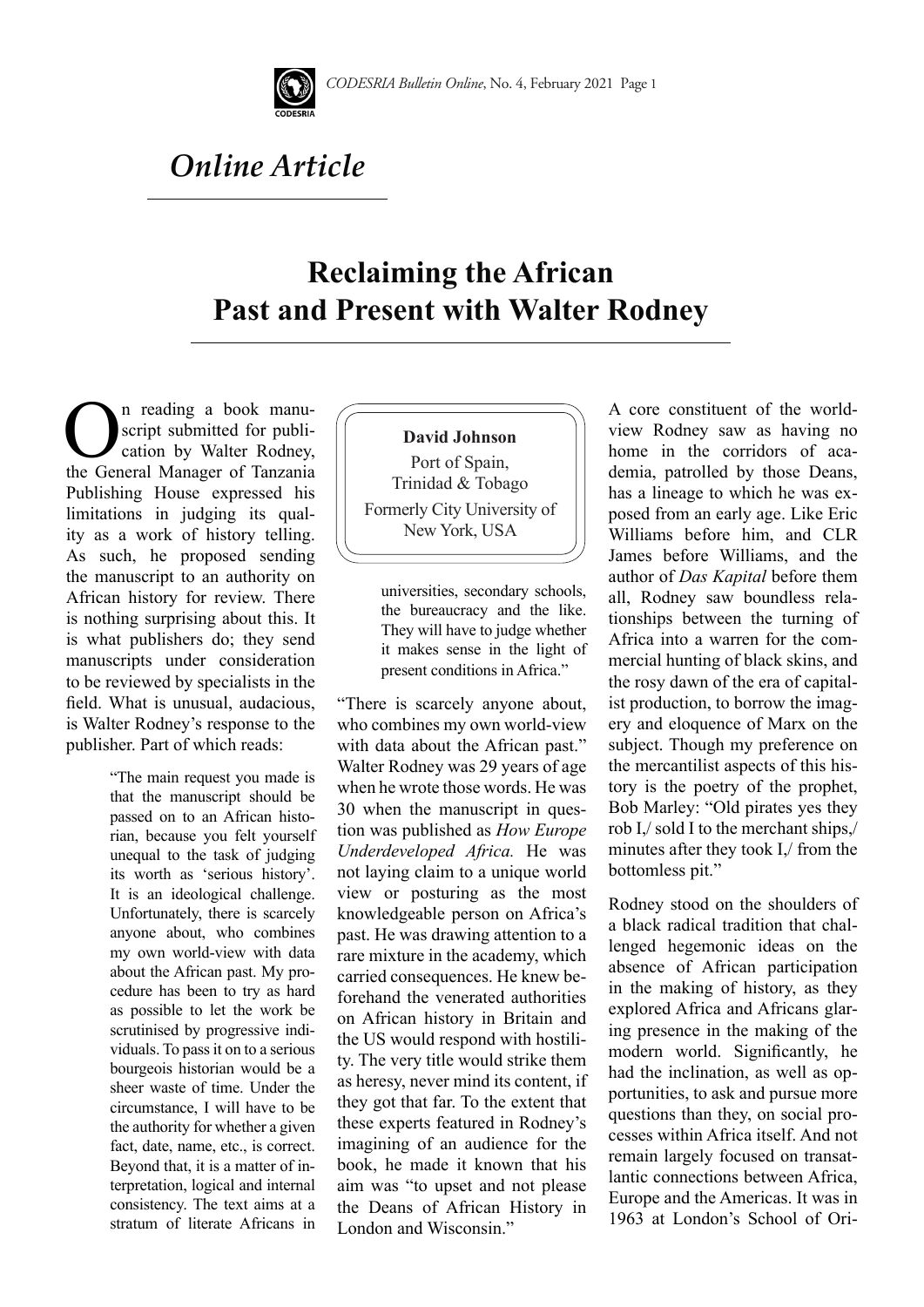*Online Article*

# Reclaiming the African Past and Present with Walter Rodney

**David Johnson**
Port of Spain,
Trinidad & Tobago
Formerly City University of New York, USA

On reading a book manuscript submitted for publication by Walter Rodney, the General Manager of Tanzania Publishing House expressed his limitations in judging its quality as a work of history telling. As such, he proposed sending the manuscript to an authority on African history for review. There is nothing surprising about this. It is what publishers do; they send manuscripts under consideration to be reviewed by specialists in the field. What is unusual, audacious, is Walter Rodney's response to the publisher. Part of which reads:

> "The main request you made is that the manuscript should be passed on to an African historian, because you felt yourself unequal to the task of judging its worth as 'serious history'. It is an ideological challenge. Unfortunately, there is scarcely anyone about, who combines my own world-view with data about the African past. My procedure has been to try as hard as possible to let the work be scrutinised by progressive individuals. To pass it on to a serious bourgeois historian would be a sheer waste of time. Under the circumstance, I will have to be the authority for whether a given fact, date, name, etc., is correct. Beyond that, it is a matter of interpretation, logical and internal consistency. The text aims at a stratum of literate Africans in universities, secondary schools, the bureaucracy and the like. They will have to judge whether it makes sense in the light of present conditions in Africa."

"There is scarcely anyone about, who combines my own world-view with data about the African past." Walter Rodney was 29 years of age when he wrote those words. He was 30 when the manuscript in question was published as *How Europe Underdeveloped Africa*. He was not laying claim to a unique world view or posturing as the most knowledgeable person on Africa's past. He was drawing attention to a rare mixture in the academy, which carried consequences. He knew beforehand the venerated authorities on African history in Britain and the US would respond with hostility. The very title would strike them as heresy, never mind its content, if they got that far. To the extent that these experts featured in Rodney's imagining of an audience for the book, he made it known that his aim was "to upset and not please the Deans of African History in London and Wisconsin."

A core constituent of the world-view Rodney saw as having no home in the corridors of academia, patrolled by those Deans, has a lineage to which he was exposed from an early age. Like Eric Williams before him, and CLR James before Williams, and the author of *Das Kapital* before them all, Rodney saw boundless relationships between the turning of Africa into a warren for the commercial hunting of black skins, and the rosy dawn of the era of capitalist production, to borrow the imagery and eloquence of Marx on the subject. Though my preference on the mercantilist aspects of this history is the poetry of the prophet, Bob Marley: "Old pirates yes they rob I,/ sold I to the merchant ships,/ minutes after they took I,/ from the bottomless pit."

Rodney stood on the shoulders of a black radical tradition that challenged hegemonic ideas on the absence of African participation in the making of history, as they explored Africa and Africans glaring presence in the making of the modern world. Significantly, he had the inclination, as well as opportunities, to ask and pursue more questions than they, on social processes within Africa itself. And not remain largely focused on transatlantic connections between Africa, Europe and the Americas. It was in 1963 at London's School of Ori-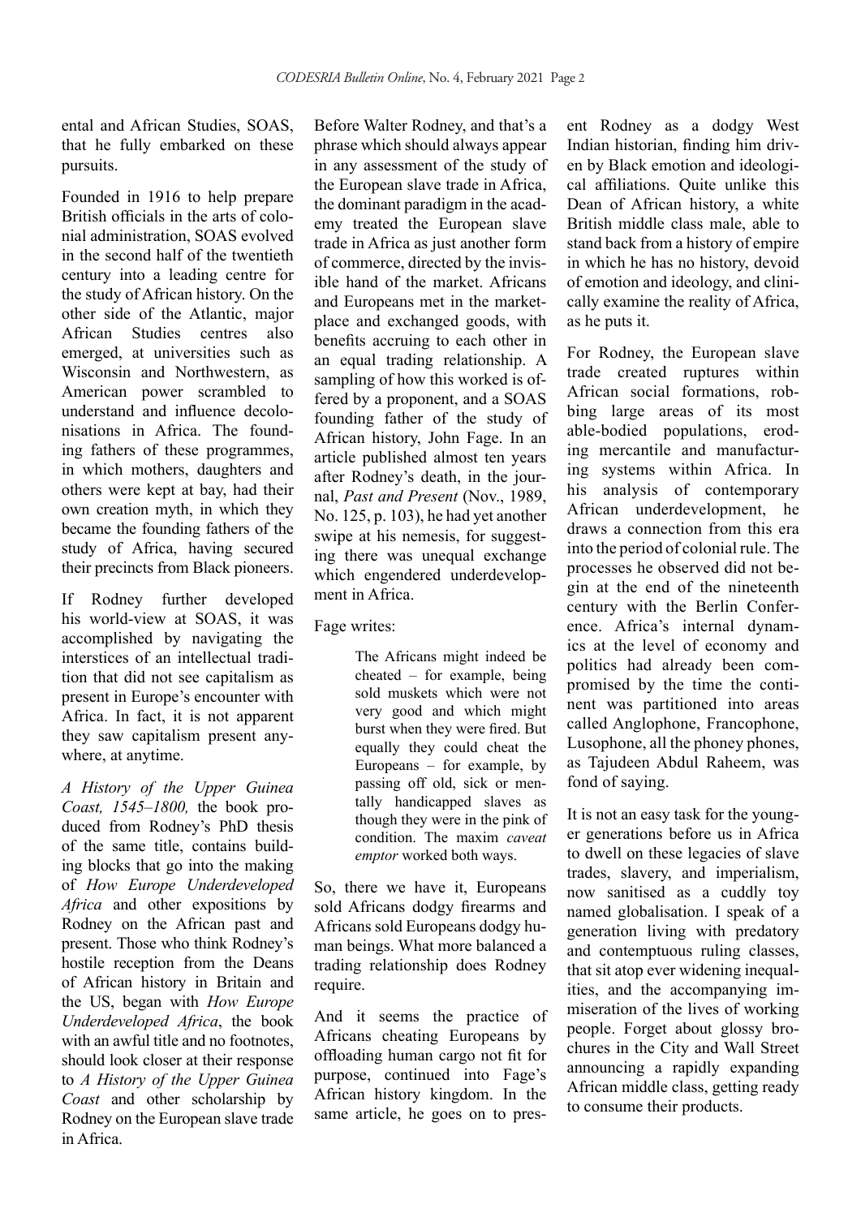ental and African Studies, SOAS, that he fully embarked on these pursuits.

Founded in 1916 to help prepare British officials in the arts of colonial administration, SOAS evolved in the second half of the twentieth century into a leading centre for the study of African history. On the other side of the Atlantic, major African Studies centres also emerged, at universities such as Wisconsin and Northwestern, as American power scrambled to understand and influence decolonisations in Africa. The founding fathers of these programmes, in which mothers, daughters and others were kept at bay, had their own creation myth, in which they became the founding fathers of the study of Africa, having secured their precincts from Black pioneers.

If Rodney further developed his world-view at SOAS, it was accomplished by navigating the interstices of an intellectual tradition that did not see capitalism as present in Europe's encounter with Africa. In fact, it is not apparent they saw capitalism present anywhere, at anytime.

*A History of the Upper Guinea Coast, 1545–1800,* the book produced from Rodney's PhD thesis of the same title, contains building blocks that go into the making of *How Europe Underdeveloped Africa* and other expositions by Rodney on the African past and present. Those who think Rodney's hostile reception from the Deans of African history in Britain and the US, began with *How Europe Underdeveloped Africa*, the book with an awful title and no footnotes, should look closer at their response to *A History of the Upper Guinea Coast* and other scholarship by Rodney on the European slave trade in Africa.

Before Walter Rodney, and that's a phrase which should always appear in any assessment of the study of the European slave trade in Africa, the dominant paradigm in the academy treated the European slave trade in Africa as just another form of commerce, directed by the invisible hand of the market. Africans and Europeans met in the marketplace and exchanged goods, with benefits accruing to each other in an equal trading relationship. A sampling of how this worked is offered by a proponent, and a SOAS founding father of the study of African history, John Fage. In an article published almost ten years after Rodney's death, in the journal, *Past and Present* (Nov., 1989, No. 125, p. 103), he had yet another swipe at his nemesis, for suggesting there was unequal exchange which engendered underdevelopment in Africa.

Fage writes:

> The Africans might indeed be cheated – for example, being sold muskets which were not very good and which might burst when they were fired. But equally they could cheat the Europeans – for example, by passing off old, sick or mentally handicapped slaves as though they were in the pink of condition. The maxim *caveat emptor* worked both ways.

So, there we have it, Europeans sold Africans dodgy firearms and Africans sold Europeans dodgy human beings. What more balanced a trading relationship does Rodney require.

And it seems the practice of Africans cheating Europeans by offloading human cargo not fit for purpose, continued into Fage's African history kingdom. In the same article, he goes on to present Rodney as a dodgy West Indian historian, finding him driven by Black emotion and ideological affiliations. Quite unlike this Dean of African history, a white British middle class male, able to stand back from a history of empire in which he has no history, devoid of emotion and ideology, and clinically examine the reality of Africa, as he puts it.

For Rodney, the European slave trade created ruptures within African social formations, robbing large areas of its most able-bodied populations, eroding mercantile and manufacturing systems within Africa. In his analysis of contemporary African underdevelopment, he draws a connection from this era into the period of colonial rule. The processes he observed did not begin at the end of the nineteenth century with the Berlin Conference. Africa's internal dynamics at the level of economy and politics had already been compromised by the time the continent was partitioned into areas called Anglophone, Francophone, Lusophone, all the phoney phones, as Tajudeen Abdul Raheem, was fond of saying.

It is not an easy task for the younger generations before us in Africa to dwell on these legacies of slave trades, slavery, and imperialism, now sanitised as a cuddly toy named globalisation. I speak of a generation living with predatory and contemptuous ruling classes, that sit atop ever widening inequalities, and the accompanying immiseration of the lives of working people. Forget about glossy brochures in the City and Wall Street announcing a rapidly expanding African middle class, getting ready to consume their products.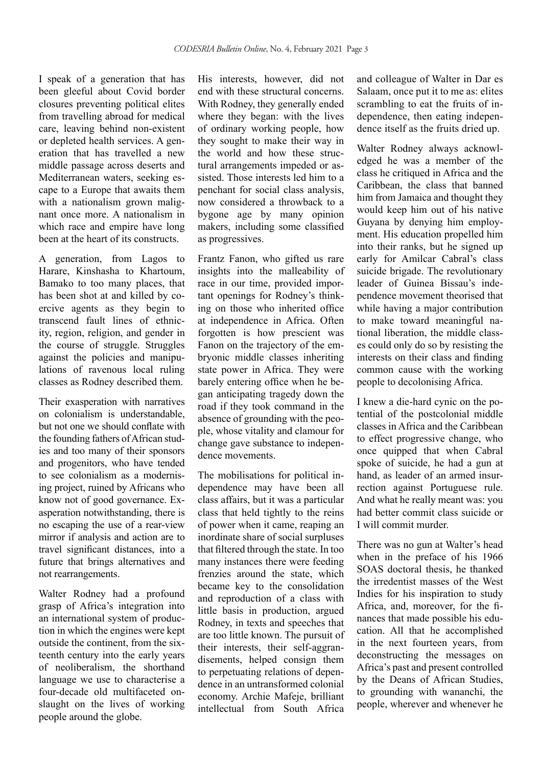I speak of a generation that has been gleeful about Covid border closures preventing political elites from travelling abroad for medical care, leaving behind non-existent or depleted health services. A generation that has travelled a new middle passage across deserts and Mediterranean waters, seeking escape to a Europe that awaits them with a nationalism grown malignant once more. A nationalism in which race and empire have long been at the heart of its constructs.

A generation, from Lagos to Harare, Kinshasha to Khartoum, Bamako to too many places, that has been shot at and killed by coercive agents as they begin to transcend fault lines of ethnicity, region, religion, and gender in the course of struggle. Struggles against the policies and manipulations of ravenous local ruling classes as Rodney described them.

Their exasperation with narratives on colonialism is understandable, but not one we should conflate with the founding fathers of African studies and too many of their sponsors and progenitors, who have tended to see colonialism as a modernising project, ruined by Africans who know not of good governance. Exasperation notwithstanding, there is no escaping the use of a rear-view mirror if analysis and action are to travel significant distances, into a future that brings alternatives and not rearrangements.

Walter Rodney had a profound grasp of Africa's integration into an international system of production in which the engines were kept outside the continent, from the sixteenth century into the early years of neoliberalism, the shorthand language we use to characterise a four-decade old multifaceted onslaught on the lives of working people around the globe.

His interests, however, did not end with these structural concerns. With Rodney, they generally ended where they began: with the lives of ordinary working people, how they sought to make their way in the world and how these structural arrangements impeded or assisted. Those interests led him to a penchant for social class analysis, now considered a throwback to a bygone age by many opinion makers, including some classified as progressives.

Frantz Fanon, who gifted us rare insights into the malleability of race in our time, provided important openings for Rodney's thinking on those who inherited office at independence in Africa. Often forgotten is how prescient was Fanon on the trajectory of the embryonic middle classes inheriting state power in Africa. They were barely entering office when he began anticipating tragedy down the road if they took command in the absence of grounding with the people, whose vitality and clamour for change gave substance to independence movements.

The mobilisations for political independence may have been all class affairs, but it was a particular class that held tightly to the reins of power when it came, reaping an inordinate share of social surpluses that filtered through the state. In too many instances there were feeding frenzies around the state, which became key to the consolidation and reproduction of a class with little basis in production, argued Rodney, in texts and speeches that are too little known. The pursuit of their interests, their self-aggrandisements, helped consign them to perpetuating relations of dependence in an untransformed colonial economy. Archie Mafeje, brilliant intellectual from South Africa and colleague of Walter in Dar es Salaam, once put it to me as: elites scrambling to eat the fruits of independence, then eating independence itself as the fruits dried up.

Walter Rodney always acknowledged he was a member of the class he critiqued in Africa and the Caribbean, the class that banned him from Jamaica and thought they would keep him out of his native Guyana by denying him employment. His education propelled him into their ranks, but he signed up early for Amilcar Cabral's class suicide brigade. The revolutionary leader of Guinea Bissau's independence movement theorised that while having a major contribution to make toward meaningful national liberation, the middle classes could only do so by resisting the interests on their class and finding common cause with the working people to decolonising Africa.

I knew a die-hard cynic on the potential of the postcolonial middle classes in Africa and the Caribbean to effect progressive change, who once quipped that when Cabral spoke of suicide, he had a gun at hand, as leader of an armed insurrection against Portuguese rule. And what he really meant was: you had better commit class suicide or I will commit murder.

There was no gun at Walter's head when in the preface of his 1966 SOAS doctoral thesis, he thanked the irredentist masses of the West Indies for his inspiration to study Africa, and, moreover, for the finances that made possible his education. All that he accomplished in the next fourteen years, from deconstructing the messages on Africa's past and present controlled by the Deans of African Studies, to grounding with wananchi, the people, wherever and whenever he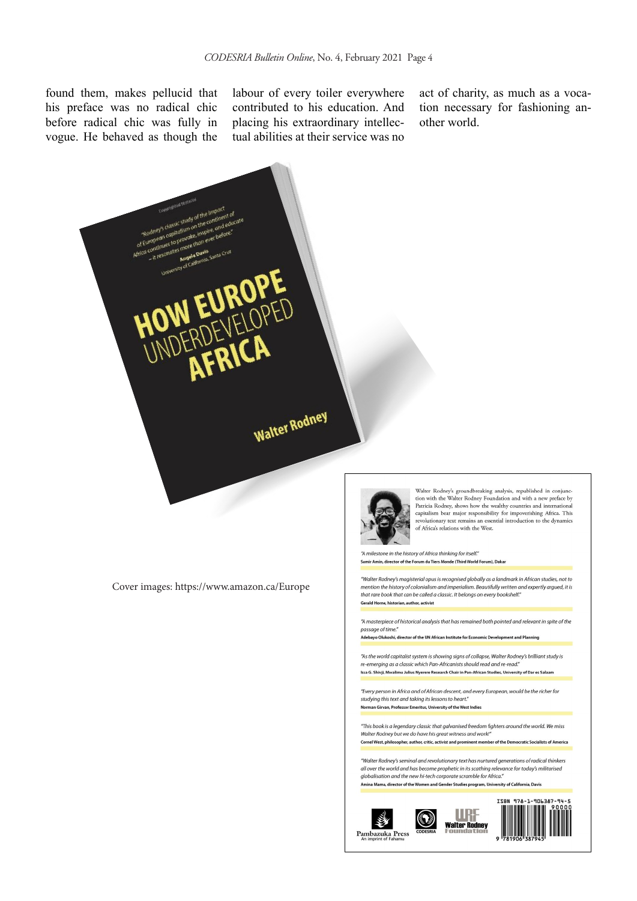found them, makes pellucid that his preface was no radical chic before radical chic was fully in vogue. He behaved as though the labour of every toiler everywhere contributed to his education. And placing his extraordinary intellectual abilities at their service was no act of charity, as much as a vocation necessary for fashioning another world.

Cover images: https://www.amazon.ca/Europe